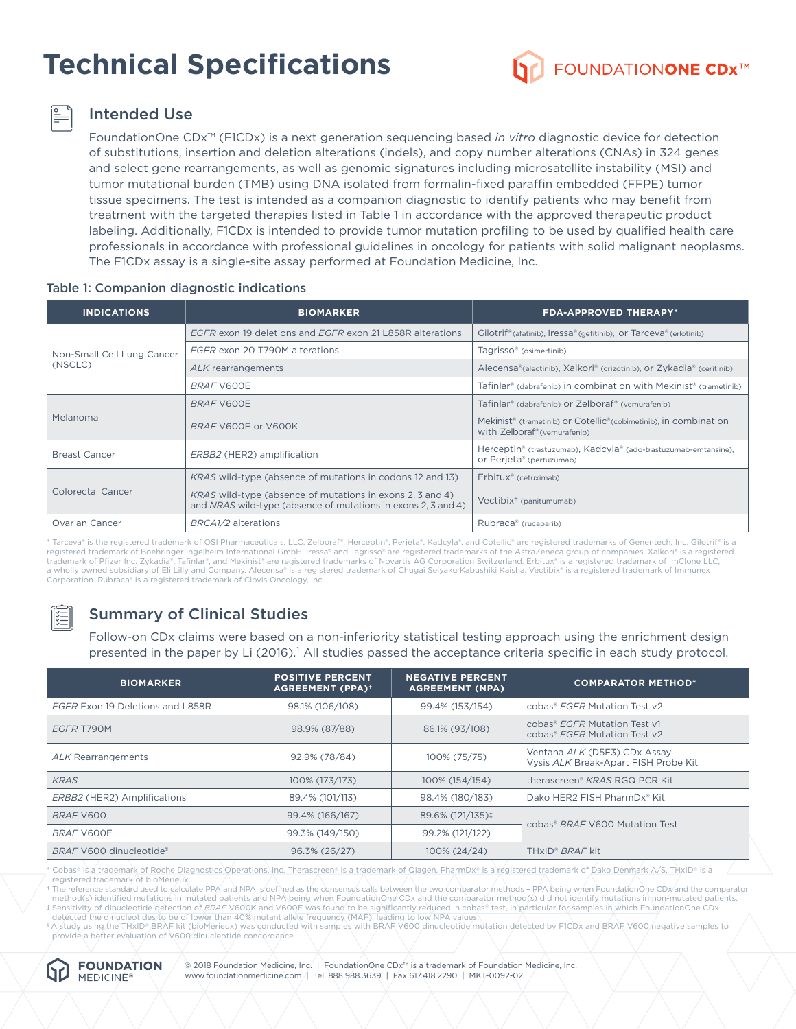# Technical Specifications

FOUNDATIONONE CDx™

## Intended Use

FoundationOne CDx™ (F1CDx) is a next generation sequencing based *in vitro* diagnostic device for detection of substitutions, insertion and deletion alterations (indels), and copy number alterations (CNAs) in 324 genes and select gene rearrangements, as well as genomic signatures including microsatellite instability (MSI) and tumor mutational burden (TMB) using DNA isolated from formalin-fixed paraffin embedded (FFPE) tumor tissue specimens. The test is intended as a companion diagnostic to identify patients who may benefit from treatment with the targeted therapies listed in Table 1 in accordance with the approved therapeutic product labeling. Additionally, F1CDx is intended to provide tumor mutation profiling to be used by qualified health care professionals in accordance with professional guidelines in oncology for patients with solid malignant neoplasms. The F1CDx assay is a single-site assay performed at Foundation Medicine, Inc.

### Table 1: Companion diagnostic indications

| INDICATIONS | BIOMARKER | FDA-APPROVED THERAPY* |
|---|---|---|
| Non-Small Cell Lung Cancer (NSCLC) | *EGFR* exon 19 deletions and *EGFR* exon 21 L858R alterations | Gilotrif® (afatinib), Iressa® (gefitinib), or Tarceva® (erlotinib) |
| | *EGFR* exon 20 T790M alterations | Tagrisso® (osimertinib) |
| | *ALK* rearrangements | Alecensa® (alectinib), Xalkori® (crizotinib), or Zykadia® (ceritinib) |
| | *BRAF* V600E | Tafinlar® (dabrafenib) in combination with Mekinist® (trametinib) |
| Melanoma | *BRAF* V600E | Tafinlar® (dabrafenib) or Zelboraf® (vemurafenib) |
| | *BRAF* V600E or V600K | Mekinist® (trametinib) or Cotellic® (cobimetinib), in combination with Zelboraf® (vemurafenib) |
| Breast Cancer | *ERBB2* (HER2) amplification | Herceptin® (trastuzumab), Kadcyla® (ado-trastuzumab-emtansine), or Perjeta® (pertuzumab) |
| Colorectal Cancer | *KRAS* wild-type (absence of mutations in codons 12 and 13) | Erbitux® (cetuximab) |
| | *KRAS* wild-type (absence of mutations in exons 2, 3 and 4) and *NRAS* wild-type (absence of mutations in exons 2, 3 and 4) | Vectibix® (panitumumab) |
| Ovarian Cancer | *BRCA1/2* alterations | Rubraca® (rucaparib) |

\* Tarceva® is the registered trademark of OSI Pharmaceuticals, LLC. Zelboraf®, Herceptin®, Perjeta®, Kadcyla®, and Cotellic® are registered trademarks of Genentech, Inc. Gilotrif® is a registered trademark of Boehringer Ingelheim International GmbH. Iressa® and Tagrisso® are registered trademarks of the AstraZeneca group of companies. Xalkori® is a registered trademark of Pfizer Inc. Zykadia®, Tafinlar®, and Mekinist® are registered trademarks of Novartis AG Corporation Switzerland. Erbitux® is a registered trademark of ImClone LLC, a wholly owned subsidiary of Eli Lilly and Company. Alecensa® is a registered trademark of Chugai Seiyaku Kabushiki Kaisha. Vectibix® is a registered trademark of Immunex Corporation. Rubraca® is a registered trademark of Clovis Oncology, Inc.

## Summary of Clinical Studies

Follow-on CDx claims were based on a non-inferiority statistical testing approach using the enrichment design presented in the paper by Li (2016).[1] All studies passed the acceptance criteria specific in each study protocol.

| BIOMARKER | POSITIVE PERCENT AGREEMENT (PPA)† | NEGATIVE PERCENT AGREEMENT (NPA) | COMPARATOR METHOD* |
|---|---|---|---|
| *EGFR* Exon 19 Deletions and L858R | 98.1% (106/108) | 99.4% (153/154) | cobas® *EGFR* Mutation Test v2 |
| *EGFR* T790M | 98.9% (87/88) | 86.1% (93/108) | cobas® *EGFR* Mutation Test v1<br>cobas® *EGFR* Mutation Test v2 |
| *ALK* Rearrangements | 92.9% (78/84) | 100% (75/75) | Ventana *ALK* (D5F3) CDx Assay<br>Vysis *ALK* Break-Apart FISH Probe Kit |
| *KRAS* | 100% (173/173) | 100% (154/154) | therascreen® *KRAS* RGQ PCR Kit |
| *ERBB2* (HER2) Amplifications | 89.4% (101/113) | 98.4% (180/183) | Dako HER2 FISH PharmDx® Kit |
| *BRAF* V600 | 99.4% (166/167) | 89.6% (121/135)‡ | cobas® *BRAF* V600 Mutation Test |
| *BRAF* V600E | 99.3% (149/150) | 99.2% (121/122) | |
| *BRAF* V600 dinucleotide§ | 96.3% (26/27) | 100% (24/24) | THxID® *BRAF* kit |

\* Cobas® is a trademark of Roche Diagnostics Operations, Inc. Therascreen® is a trademark of Qiagen. PharmDx® is a registered trademark of Dako Denmark A/S. THxID® is a registered trademark of bioMérieux.

† The reference standard used to calculate PPA and NPA is defined as the consensus calls between the two comparator methods – PPA being when FoundationOne CDx and the comparator method(s) identified mutations in mutated patients and NPA being when FoundationOne CDx and the comparator method(s) did not identify mutations in non-mutated patients.

‡ Sensitivity of dinucleotide detection of *BRAF* V600K and V600E was found to be significantly reduced in cobas® test, in particular for samples in which FoundationOne CDx detected the dinucleotides to be of lower than 40% mutant allele frequency (MAF), leading to low NPA values.

§ A study using the THxID® BRAF kit (bioMérieux) was conducted with samples with BRAF V600 dinucleotide mutation detected by F1CDx and BRAF V600 negative samples to provide a better evaluation of V600 dinucleotide concordance.

FOUNDATION MEDICINE®

© 2018 Foundation Medicine, Inc. | FoundationOne CDx™ is a trademark of Foundation Medicine, Inc.
www.foundationmedicine.com | Tel. 888.988.3639 | Fax 617.418.2290 | MKT-0092-02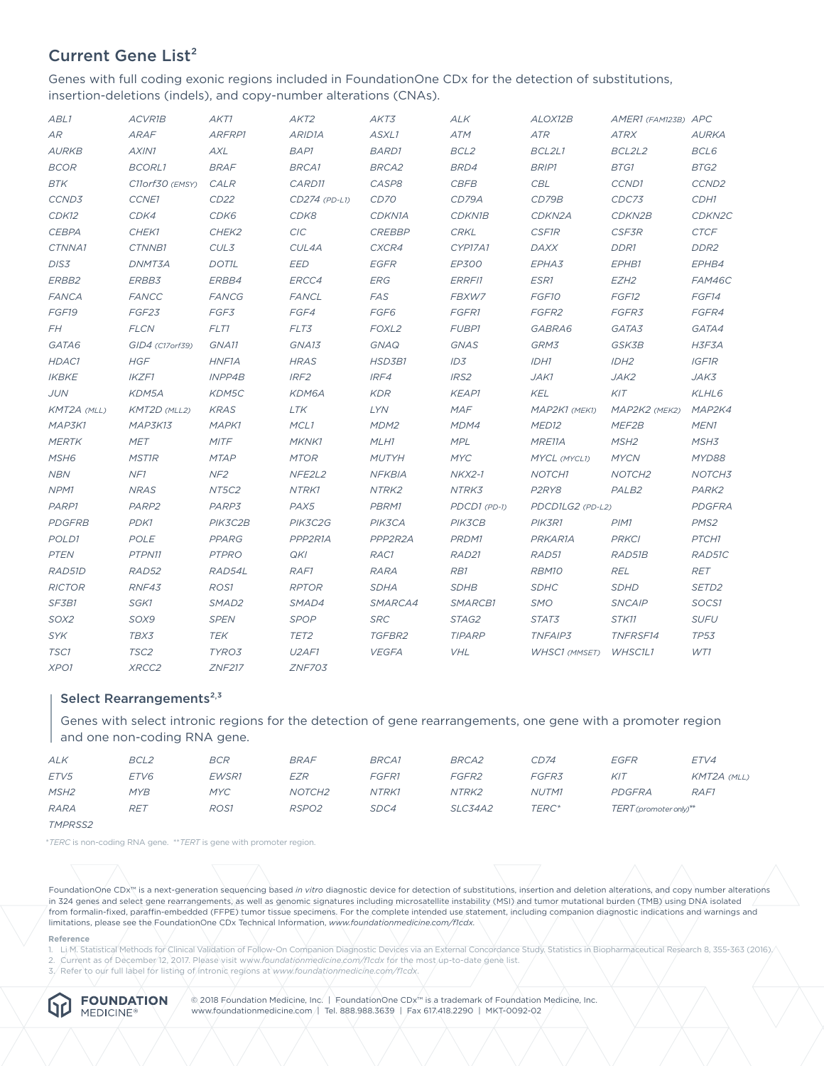## Current Gene List[2]

Genes with full coding exonic regions included in FoundationOne CDx for the detection of substitutions, insertion-deletions (indels), and copy-number alterations (CNAs).

| | | | | | | | | |
|---|---|---|---|---|---|---|---|---|
| *ABL1* | *ACVR1B* | *AKT1* | *AKT2* | *AKT3* | *ALK* | *ALOX12B* | *AMER1 (FAM123B)* | *APC* |
| *AR* | *ARAF* | *ARFRP1* | *ARID1A* | *ASXL1* | *ATM* | *ATR* | *ATRX* | *AURKA* |
| *AURKB* | *AXIN1* | *AXL* | *BAP1* | *BARD1* | *BCL2* | *BCL2L1* | *BCL2L2* | *BCL6* |
| *BCOR* | *BCORL1* | *BRAF* | *BRCA1* | *BRCA2* | *BRD4* | *BRIP1* | *BTG1* | *BTG2* |
| *BTK* | *C11orf30 (EMSY)* | *CALR* | *CARD11* | *CASP8* | *CBFB* | *CBL* | *CCND1* | *CCND2* |
| *CCND3* | *CCNE1* | *CD22* | *CD274 (PD-L1)* | *CD70* | *CD79A* | *CD79B* | *CDC73* | *CDH1* |
| *CDK12* | *CDK4* | *CDK6* | *CDK8* | *CDKN1A* | *CDKN1B* | *CDKN2A* | *CDKN2B* | *CDKN2C* |
| *CEBPA* | *CHEK1* | *CHEK2* | *CIC* | *CREBBP* | *CRKL* | *CSF1R* | *CSF3R* | *CTCF* |
| *CTNNA1* | *CTNNB1* | *CUL3* | *CUL4A* | *CXCR4* | *CYP17A1* | *DAXX* | *DDR1* | *DDR2* |
| *DIS3* | *DNMT3A* | *DOT1L* | *EED* | *EGFR* | *EP300* | *EPHA3* | *EPHB1* | *EPHB4* |
| *ERBB2* | *ERBB3* | *ERBB4* | *ERCC4* | *ERG* | *ERRFI1* | *ESR1* | *EZH2* | *FAM46C* |
| *FANCA* | *FANCC* | *FANCG* | *FANCL* | *FAS* | *FBXW7* | *FGF10* | *FGF12* | *FGF14* |
| *FGF19* | *FGF23* | *FGF3* | *FGF4* | *FGF6* | *FGFR1* | *FGFR2* | *FGFR3* | *FGFR4* |
| *FH* | *FLCN* | *FLT1* | *FLT3* | *FOXL2* | *FUBP1* | *GABRA6* | *GATA3* | *GATA4* |
| *GATA6* | *GID4 (C17orf39)* | *GNA11* | *GNA13* | *GNAQ* | *GNAS* | *GRM3* | *GSK3B* | *H3F3A* |
| *HDAC1* | *HGF* | *HNF1A* | *HRAS* | *HSD3B1* | *ID3* | *IDH1* | *IDH2* | *IGF1R* |
| *IKBKE* | *IKZF1* | *INPP4B* | *IRF2* | *IRF4* | *IRS2* | *JAK1* | *JAK2* | *JAK3* |
| *JUN* | *KDM5A* | *KDM5C* | *KDM6A* | *KDR* | *KEAP1* | *KEL* | *KIT* | *KLHL6* |
| *KMT2A (MLL)* | *KMT2D (MLL2)* | *KRAS* | *LTK* | *LYN* | *MAF* | *MAP2K1 (MEK1)* | *MAP2K2 (MEK2)* | *MAP2K4* |
| *MAP3K1* | *MAP3K13* | *MAPK1* | *MCL1* | *MDM2* | *MDM4* | *MED12* | *MEF2B* | *MEN1* |
| *MERTK* | *MET* | *MITF* | *MKNK1* | *MLH1* | *MPL* | *MRE11A* | *MSH2* | *MSH3* |
| *MSH6* | *MST1R* | *MTAP* | *MTOR* | *MUTYH* | *MYC* | *MYCL (MYCL1)* | *MYCN* | *MYD88* |
| *NBN* | *NF1* | *NF2* | *NFE2L2* | *NFKBIA* | *NKX2-1* | *NOTCH1* | *NOTCH2* | *NOTCH3* |
| *NPM1* | *NRAS* | *NT5C2* | *NTRK1* | *NTRK2* | *NTRK3* | *P2RY8* | *PALB2* | *PARK2* |
| *PARP1* | *PARP2* | *PARP3* | *PAX5* | *PBRM1* | *PDCD1 (PD-1)* | *PDCD1LG2 (PD-L2)* | | *PDGFRA* |
| *PDGFRB* | *PDK1* | *PIK3C2B* | *PIK3C2G* | *PIK3CA* | *PIK3CB* | *PIK3R1* | *PIM1* | *PMS2* |
| *POLD1* | *POLE* | *PPARG* | *PPP2R1A* | *PPP2R2A* | *PRDM1* | *PRKAR1A* | *PRKCI* | *PTCH1* |
| *PTEN* | *PTPN11* | *PTPRO* | *QKI* | *RAC1* | *RAD21* | *RAD51* | *RAD51B* | *RAD51C* |
| *RAD51D* | *RAD52* | *RAD54L* | *RAF1* | *RARA* | *RB1* | *RBM10* | *REL* | *RET* |
| *RICTOR* | *RNF43* | *ROS1* | *RPTOR* | *SDHA* | *SDHB* | *SDHC* | *SDHD* | *SETD2* |
| *SF3B1* | *SGK1* | *SMAD2* | *SMAD4* | *SMARCA4* | *SMARCB1* | *SMO* | *SNCAIP* | *SOCS1* |
| *SOX2* | *SOX9* | *SPEN* | *SPOP* | *SRC* | *STAG2* | *STAT3* | *STK11* | *SUFU* |
| *SYK* | *TBX3* | *TEK* | *TET2* | *TGFBR2* | *TIPARP* | *TNFAIP3* | *TNFRSF14* | *TP53* |
| *TSC1* | *TSC2* | *TYRO3* | *U2AF1* | *VEGFA* | *VHL* | *WHSC1 (MMSET)* | *WHSC1L1* | *WT1* |
| *XPO1* | *XRCC2* | *ZNF217* | *ZNF703* | | | | | |

### Select Rearrangements[2,3]

Genes with select intronic regions for the detection of gene rearrangements, one gene with a promoter region and one non-coding RNA gene.

| | | | | | | | | |
|---|---|---|---|---|---|---|---|---|
| *ALK* | *BCL2* | *BCR* | *BRAF* | *BRCA1* | *BRCA2* | *CD74* | *EGFR* | *ETV4* |
| *ETV5* | *ETV6* | *EWSR1* | *EZR* | *FGFR1* | *FGFR2* | *FGFR3* | *KIT* | *KMT2A (MLL)* |
| *MSH2* | *MYB* | *MYC* | *NOTCH2* | *NTRK1* | *NTRK2* | *NUTM1* | *PDGFRA* | *RAF1* |
| *RARA* | *RET* | *ROS1* | *RSPO2* | *SDC4* | *SLC34A2* | *TERC** | *TERT (promoter only)*** | |
| *TMPRSS2* | | | | | | | | |

**TERC* is non-coding RNA gene. ***TERT* is gene with promoter region.

FoundationOne CDx™ is a next-generation sequencing based *in vitro* diagnostic device for detection of substitutions, insertion and deletion alterations, and copy number alterations in 324 genes and select gene rearrangements, as well as genomic signatures including microsatellite instability (MSI) and tumor mutational burden (TMB) using DNA isolated from formalin-fixed, paraffin-embedded (FFPE) tumor tissue specimens. For the complete intended use statement, including companion diagnostic indications and warnings and limitations, please see the FoundationOne CDx Technical Information, *www.foundationmedicine.com/f1cdx*.

**Reference**

1. Li M. Statistical Methods for Clinical Validation of Follow-On Companion Diagnostic Devices via an External Concordance Study, Statistics in Biopharmaceutical Research 8, 355-363 (2016).
2. Current as of December 12, 2017. Please visit *www.foundationmedicine.com/f1cdx* for the most up-to-date gene list.
3. Refer to our full label for listing of intronic regions at *www.foundationmedicine.com/f1cdx*.

FOUNDATION MEDICINE®

© 2018 Foundation Medicine, Inc. | FoundationOne CDx™ is a trademark of Foundation Medicine, Inc.
www.foundationmedicine.com | Tel. 888.988.3639 | Fax 617.418.2290 | MKT-0092-02